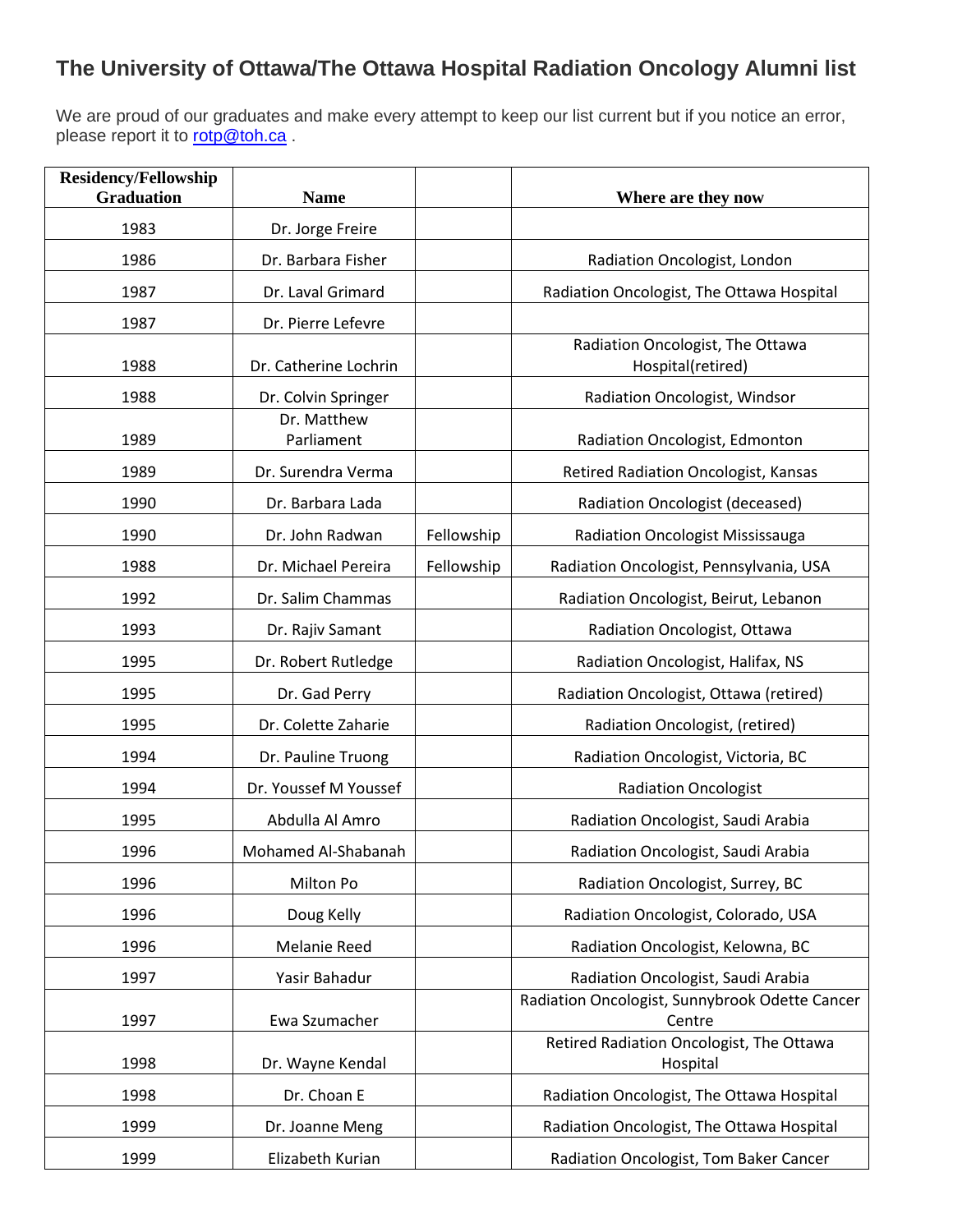# The University of Ottawa/The Ottawa Hospital Radiation Oncology Alumni list

We are proud of our graduates and make every attempt to keep our list current but if you notice an error, please report it to [rotp@toh.ca](mailto:rotp@toh.ca) .

| Residency/Fellowship Graduation | Name | | Where are they now |
|---|---|---|---|
| 1983 | Dr. Jorge Freire | | |
| 1986 | Dr. Barbara Fisher | | Radiation Oncologist, London |
| 1987 | Dr. Laval Grimard | | Radiation Oncologist, The Ottawa Hospital |
| 1987 | Dr. Pierre Lefevre | | |
| 1988 | Dr. Catherine Lochrin | | Radiation Oncologist, The Ottawa Hospital(retired) |
| 1988 | Dr. Colvin Springer | | Radiation Oncologist, Windsor |
| 1989 | Dr. Matthew Parliament | | Radiation Oncologist, Edmonton |
| 1989 | Dr. Surendra Verma | | Retired Radiation Oncologist, Kansas |
| 1990 | Dr. Barbara Lada | | Radiation Oncologist (deceased) |
| 1990 | Dr. John Radwan | Fellowship | Radiation Oncologist Mississauga |
| 1988 | Dr. Michael Pereira | Fellowship | Radiation Oncologist, Pennsylvania, USA |
| 1992 | Dr. Salim Chammas | | Radiation Oncologist, Beirut, Lebanon |
| 1993 | Dr. Rajiv Samant | | Radiation Oncologist, Ottawa |
| 1995 | Dr. Robert Rutledge | | Radiation Oncologist, Halifax, NS |
| 1995 | Dr. Gad Perry | | Radiation Oncologist, Ottawa (retired) |
| 1995 | Dr. Colette Zaharie | | Radiation Oncologist, (retired) |
| 1994 | Dr. Pauline Truong | | Radiation Oncologist, Victoria, BC |
| 1994 | Dr. Youssef M Youssef | | Radiation Oncologist |
| 1995 | Abdulla Al Amro | | Radiation Oncologist, Saudi Arabia |
| 1996 | Mohamed Al-Shabanah | | Radiation Oncologist, Saudi Arabia |
| 1996 | Milton Po | | Radiation Oncologist, Surrey, BC |
| 1996 | Doug Kelly | | Radiation Oncologist, Colorado, USA |
| 1996 | Melanie Reed | | Radiation Oncologist, Kelowna, BC |
| 1997 | Yasir Bahadur | | Radiation Oncologist, Saudi Arabia |
| 1997 | Ewa Szumacher | | Radiation Oncologist, Sunnybrook Odette Cancer Centre |
| 1998 | Dr. Wayne Kendal | | Retired Radiation Oncologist, The Ottawa Hospital |
| 1998 | Dr. Choan E | | Radiation Oncologist, The Ottawa Hospital |
| 1999 | Dr. Joanne Meng | | Radiation Oncologist, The Ottawa Hospital |
| 1999 | Elizabeth Kurian | | Radiation Oncologist, Tom Baker Cancer |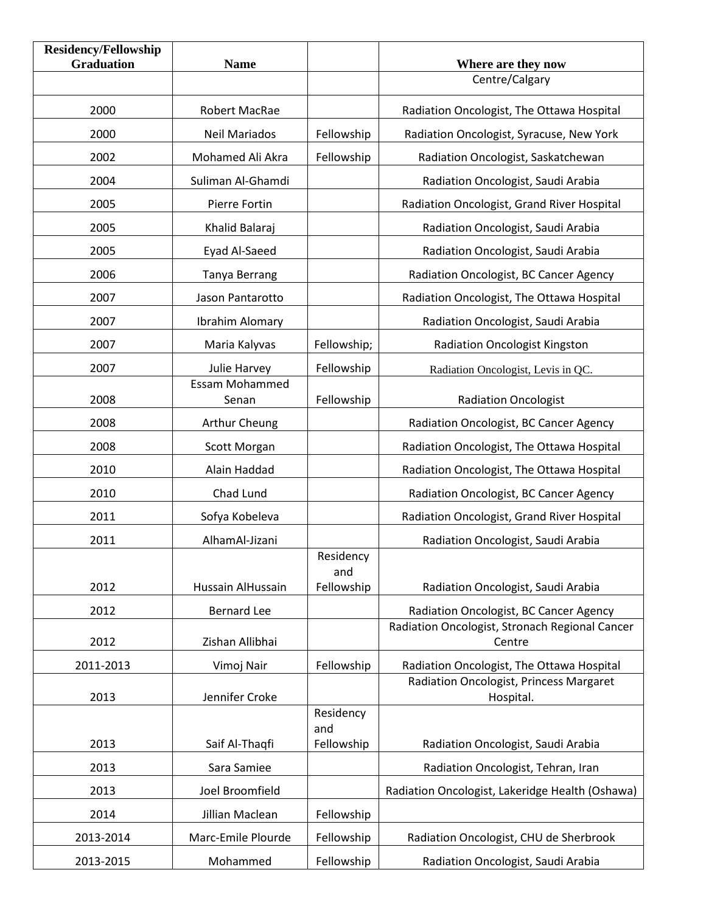| Residency/Fellowship Graduation | Name | | Where are they now |
|---|---|---|---|
| | | | Centre/Calgary |
| 2000 | Robert MacRae | | Radiation Oncologist, The Ottawa Hospital |
| 2000 | Neil Mariados | Fellowship | Radiation Oncologist, Syracuse, New York |
| 2002 | Mohamed Ali Akra | Fellowship | Radiation Oncologist, Saskatchewan |
| 2004 | Suliman Al-Ghamdi | | Radiation Oncologist, Saudi Arabia |
| 2005 | Pierre Fortin | | Radiation Oncologist, Grand River Hospital |
| 2005 | Khalid Balaraj | | Radiation Oncologist, Saudi Arabia |
| 2005 | Eyad Al-Saeed | | Radiation Oncologist, Saudi Arabia |
| 2006 | Tanya Berrang | | Radiation Oncologist, BC Cancer Agency |
| 2007 | Jason Pantarotto | | Radiation Oncologist, The Ottawa Hospital |
| 2007 | Ibrahim Alomary | | Radiation Oncologist, Saudi Arabia |
| 2007 | Maria Kalyvas | Fellowship; | Radiation Oncologist Kingston |
| 2007 | Julie Harvey | Fellowship | Radiation Oncologist, Levis in QC. |
| 2008 | Essam Mohammed Senan | Fellowship | Radiation Oncologist |
| 2008 | Arthur Cheung | | Radiation Oncologist, BC Cancer Agency |
| 2008 | Scott Morgan | | Radiation Oncologist, The Ottawa Hospital |
| 2010 | Alain Haddad | | Radiation Oncologist, The Ottawa Hospital |
| 2010 | Chad Lund | | Radiation Oncologist, BC Cancer Agency |
| 2011 | Sofya Kobeleva | | Radiation Oncologist, Grand River Hospital |
| 2011 | AlhamAl-Jizani | | Radiation Oncologist, Saudi Arabia |
| 2012 | Hussain AlHussain | Residency and Fellowship | Radiation Oncologist, Saudi Arabia |
| 2012 | Bernard Lee | | Radiation Oncologist, BC Cancer Agency |
| 2012 | Zishan Allibhai | | Radiation Oncologist, Stronach Regional Cancer Centre |
| 2011-2013 | Vimoj Nair | Fellowship | Radiation Oncologist, The Ottawa Hospital |
| 2013 | Jennifer Croke | | Radiation Oncologist, Princess Margaret Hospital. |
| 2013 | Saif Al-Thaqfi | Residency and Fellowship | Radiation Oncologist, Saudi Arabia |
| 2013 | Sara Samiee | | Radiation Oncologist, Tehran, Iran |
| 2013 | Joel Broomfield | | Radiation Oncologist, Lakeridge Health (Oshawa) |
| 2014 | Jillian Maclean | Fellowship | |
| 2013-2014 | Marc-Emile Plourde | Fellowship | Radiation Oncologist, CHU de Sherbrook |
| 2013-2015 | Mohammed | Fellowship | Radiation Oncologist, Saudi Arabia |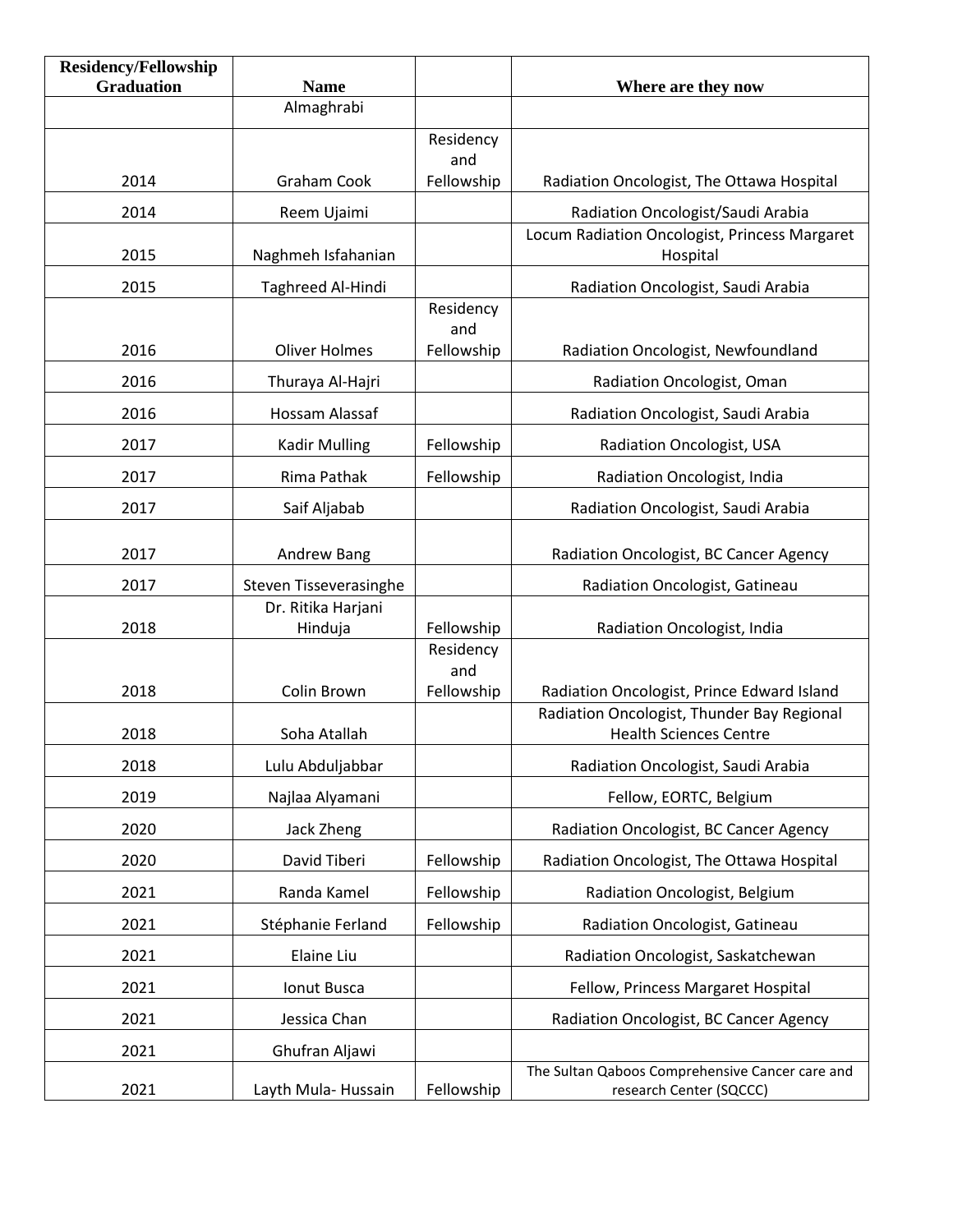| Residency/Fellowship Graduation | Name | | Where are they now |
|---|---|---|---|
| | Almaghrabi | | |
| 2014 | Graham Cook | Residency and Fellowship | Radiation Oncologist, The Ottawa Hospital |
| 2014 | Reem Ujaimi | | Radiation Oncologist/Saudi Arabia |
| 2015 | Naghmeh Isfahanian | | Locum Radiation Oncologist, Princess Margaret Hospital |
| 2015 | Taghreed Al-Hindi | | Radiation Oncologist, Saudi Arabia |
| 2016 | Oliver Holmes | Residency and Fellowship | Radiation Oncologist, Newfoundland |
| 2016 | Thuraya Al-Hajri | | Radiation Oncologist, Oman |
| 2016 | Hossam Alassaf | | Radiation Oncologist, Saudi Arabia |
| 2017 | Kadir Mulling | Fellowship | Radiation Oncologist, USA |
| 2017 | Rima Pathak | Fellowship | Radiation Oncologist, India |
| 2017 | Saif Aljabab | | Radiation Oncologist, Saudi Arabia |
| 2017 | Andrew Bang | | Radiation Oncologist, BC Cancer Agency |
| 2017 | Steven Tisseverasinghe | | Radiation Oncologist, Gatineau |
| 2018 | Dr. Ritika Harjani Hinduja | Fellowship | Radiation Oncologist, India |
| 2018 | Colin Brown | Residency and Fellowship | Radiation Oncologist, Prince Edward Island |
| 2018 | Soha Atallah | | Radiation Oncologist, Thunder Bay Regional Health Sciences Centre |
| 2018 | Lulu Abduljabbar | | Radiation Oncologist, Saudi Arabia |
| 2019 | Najlaa Alyamani | | Fellow, EORTC, Belgium |
| 2020 | Jack Zheng | | Radiation Oncologist, BC Cancer Agency |
| 2020 | David Tiberi | Fellowship | Radiation Oncologist, The Ottawa Hospital |
| 2021 | Randa Kamel | Fellowship | Radiation Oncologist, Belgium |
| 2021 | Stéphanie Ferland | Fellowship | Radiation Oncologist, Gatineau |
| 2021 | Elaine Liu | | Radiation Oncologist, Saskatchewan |
| 2021 | Ionut Busca | | Fellow, Princess Margaret Hospital |
| 2021 | Jessica Chan | | Radiation Oncologist, BC Cancer Agency |
| 2021 | Ghufran Aljawi | | |
| 2021 | Layth Mula- Hussain | Fellowship | The Sultan Qaboos Comprehensive Cancer care and research Center (SQCCC) |